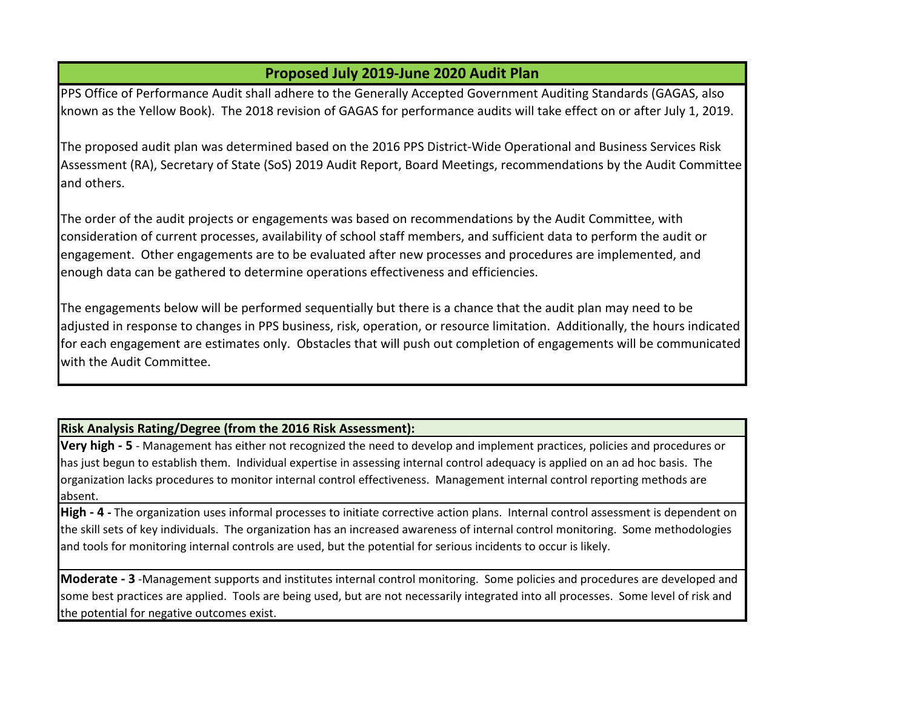# Proposed July 2019-June 2020 Audit Plan

PPS Office of Performance Audit shall adhere to the Generally Accepted Government Auditing Standards (GAGAS, also known as the Yellow Book). The 2018 revision of GAGAS for performance audits will take effect on or after July 1, 2019.

The proposed audit plan was determined based on the 2016 PPS District-Wide Operational and Business Services Risk Assessment (RA), Secretary of State (SoS) 2019 Audit Report, Board Meetings, recommendations by the Audit Committee and others.

The order of the audit projects or engagements was based on recommendations by the Audit Committee, with consideration of current processes, availability of school staff members, and sufficient data to perform the audit or engagement. Other engagements are to be evaluated after new processes and procedures are implemented, and enough data can be gathered to determine operations effectiveness and efficiencies.

The engagements below will be performed sequentially but there is a chance that the audit plan may need to be adjusted in response to changes in PPS business, risk, operation, or resource limitation. Additionally, the hours indicated for each engagement are estimates only. Obstacles that will push out completion of engagements will be communicated with the Audit Committee.

**Risk Analysis Rating/Degree (from the 2016 Risk Assessment):**

**Very high - 5** - Management has either not recognized the need to develop and implement practices, policies and procedures or has just begun to establish them. Individual expertise in assessing internal control adequacy is applied on an ad hoc basis. The organization lacks procedures to monitor internal control effectiveness. Management internal control reporting methods are absent.

**High - 4 -** The organization uses informal processes to initiate corrective action plans. Internal control assessment is dependent on the skill sets of key individuals. The organization has an increased awareness of internal control monitoring. Some methodologies and tools for monitoring internal controls are used, but the potential for serious incidents to occur is likely.

**Moderate - 3** -Management supports and institutes internal control monitoring. Some policies and procedures are developed and some best practices are applied. Tools are being used, but are not necessarily integrated into all processes. Some level of risk and the potential for negative outcomes exist.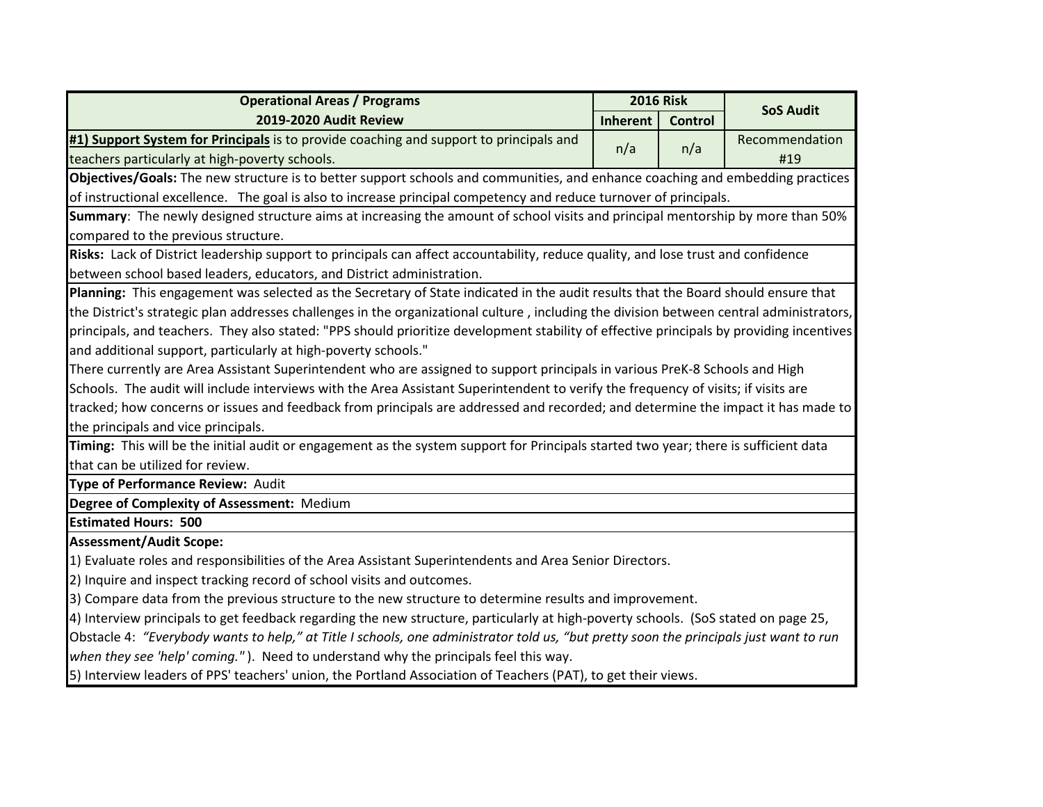| Operational Areas / Programs<br>2019-2020 Audit Review | 2016 Risk | | SoS Audit |
|---|---|---|---|
| | Inherent | Control | |
| **#1) Support System for Principals** is to provide coaching and support to principals and teachers particularly at high-poverty schools. | n/a | n/a | Recommendation #19 |

**Objectives/Goals:** The new structure is to better support schools and communities, and enhance coaching and embedding practices of instructional excellence. The goal is also to increase principal competency and reduce turnover of principals.

**Summary**: The newly designed structure aims at increasing the amount of school visits and principal mentorship by more than 50% compared to the previous structure.

**Risks:** Lack of District leadership support to principals can affect accountability, reduce quality, and lose trust and confidence between school based leaders, educators, and District administration.

**Planning:** This engagement was selected as the Secretary of State indicated in the audit results that the Board should ensure that the District's strategic plan addresses challenges in the organizational culture , including the division between central administrators, principals, and teachers. They also stated: "PPS should prioritize development stability of effective principals by providing incentives and additional support, particularly at high-poverty schools."

There currently are Area Assistant Superintendent who are assigned to support principals in various PreK-8 Schools and High Schools. The audit will include interviews with the Area Assistant Superintendent to verify the frequency of visits; if visits are tracked; how concerns or issues and feedback from principals are addressed and recorded; and determine the impact it has made to the principals and vice principals.

**Timing:** This will be the initial audit or engagement as the system support for Principals started two year; there is sufficient data that can be utilized for review.

**Type of Performance Review:** Audit

**Degree of Complexity of Assessment:** Medium

**Estimated Hours: 500**

**Assessment/Audit Scope:**

1) Evaluate roles and responsibilities of the Area Assistant Superintendents and Area Senior Directors.
2) Inquire and inspect tracking record of school visits and outcomes.
3) Compare data from the previous structure to the new structure to determine results and improvement.
4) Interview principals to get feedback regarding the new structure, particularly at high-poverty schools. (SoS stated on page 25, Obstacle 4: *"Everybody wants to help," at Title I schools, one administrator told us, "but pretty soon the principals just want to run when they see 'help' coming."* ). Need to understand why the principals feel this way.
5) Interview leaders of PPS' teachers' union, the Portland Association of Teachers (PAT), to get their views.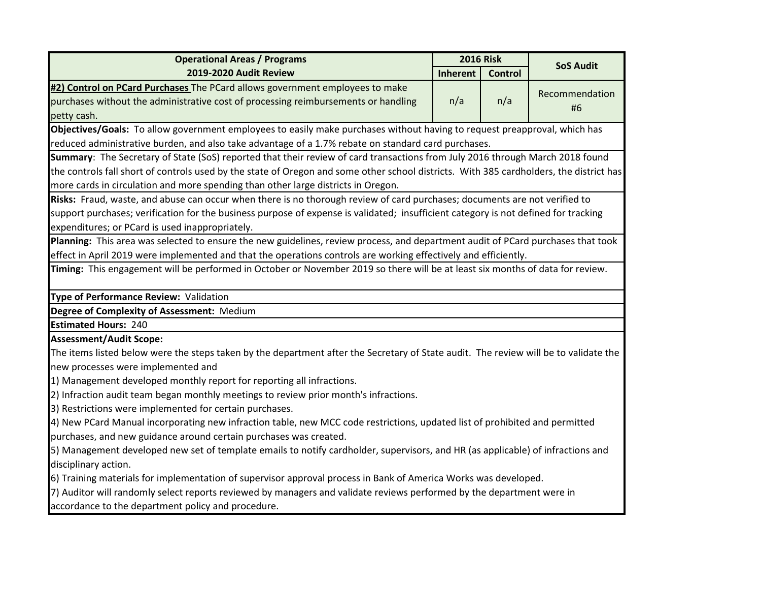| Operational Areas / Programs<br>2019-2020 Audit Review | 2016 Risk | | SoS Audit |
|---|---|---|---|
| | Inherent | Control | |
| **#2) Control on PCard Purchases** The PCard allows government employees to make purchases without the administrative cost of processing reimbursements or handling petty cash. | n/a | n/a | Recommendation #6 |

**Objectives/Goals:** To allow government employees to easily make purchases without having to request preapproval, which has reduced administrative burden, and also take advantage of a 1.7% rebate on standard card purchases.

**Summary**: The Secretary of State (SoS) reported that their review of card transactions from July 2016 through March 2018 found the controls fall short of controls used by the state of Oregon and some other school districts. With 385 cardholders, the district has more cards in circulation and more spending than other large districts in Oregon.

**Risks:** Fraud, waste, and abuse can occur when there is no thorough review of card purchases; documents are not verified to support purchases; verification for the business purpose of expense is validated; insufficient category is not defined for tracking expenditures; or PCard is used inappropriately.

**Planning:** This area was selected to ensure the new guidelines, review process, and department audit of PCard purchases that took effect in April 2019 were implemented and that the operations controls are working effectively and efficiently.

**Timing:** This engagement will be performed in October or November 2019 so there will be at least six months of data for review.

**Type of Performance Review:** Validation

**Degree of Complexity of Assessment:** Medium

**Estimated Hours:** 240

**Assessment/Audit Scope:**

The items listed below were the steps taken by the department after the Secretary of State audit. The review will be to validate the new processes were implemented and

1) Management developed monthly report for reporting all infractions.
2) Infraction audit team began monthly meetings to review prior month's infractions.
3) Restrictions were implemented for certain purchases.
4) New PCard Manual incorporating new infraction table, new MCC code restrictions, updated list of prohibited and permitted purchases, and new guidance around certain purchases was created.
5) Management developed new set of template emails to notify cardholder, supervisors, and HR (as applicable) of infractions and disciplinary action.
6) Training materials for implementation of supervisor approval process in Bank of America Works was developed.
7) Auditor will randomly select reports reviewed by managers and validate reviews performed by the department were in accordance to the department policy and procedure.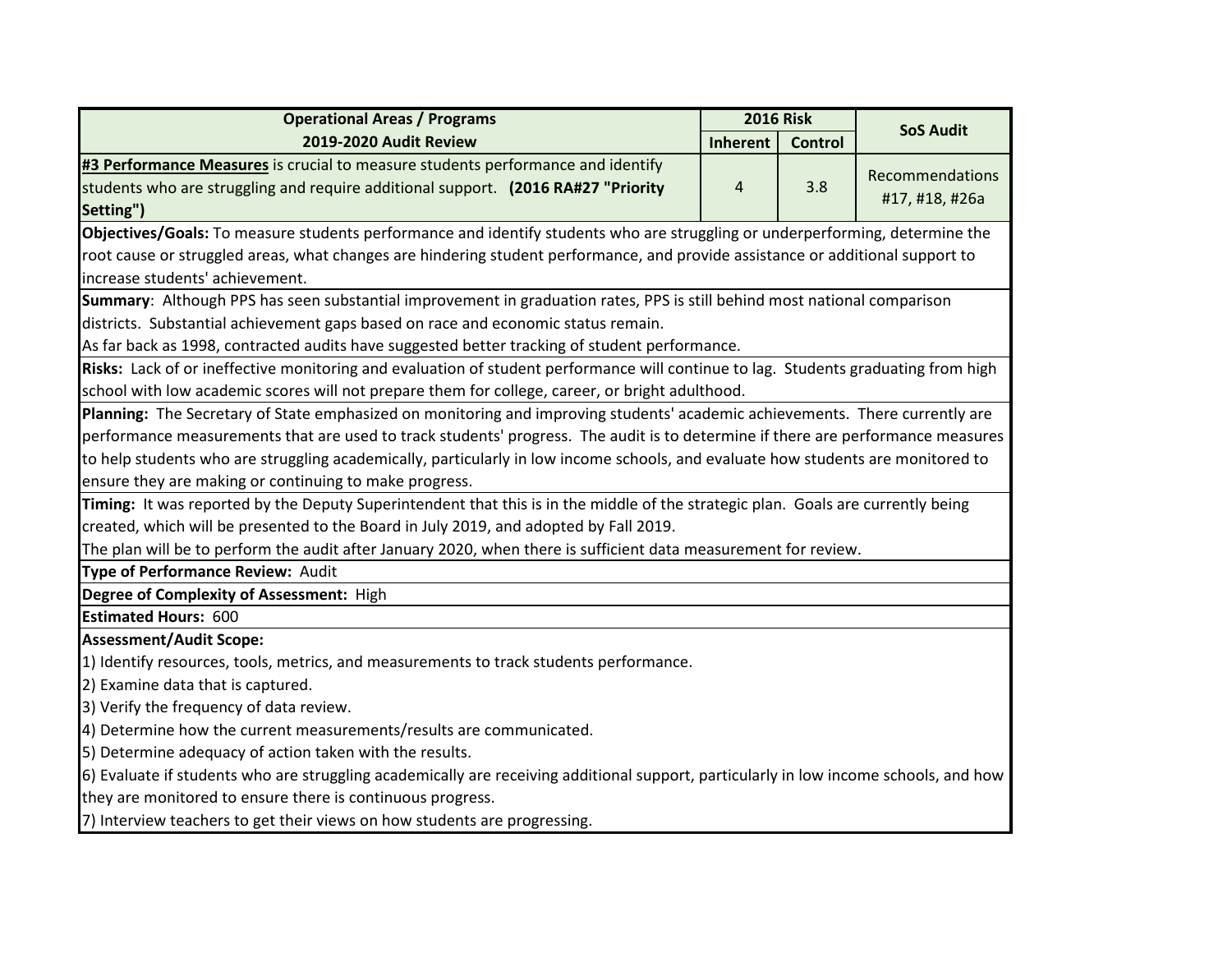| Operational Areas / Programs<br>2019-2020 Audit Review | 2016 Risk | | SoS Audit |
|---|---|---|---|
| | Inherent | Control | |
| **#3 Performance Measures** is crucial to measure students performance and identify students who are struggling and require additional support. **(2016 RA#27 "Priority Setting")** | 4 | 3.8 | Recommendations #17, #18, #26a |

**Objectives/Goals:** To measure students performance and identify students who are struggling or underperforming, determine the root cause or struggled areas, what changes are hindering student performance, and provide assistance or additional support to increase students' achievement.

**Summary**: Although PPS has seen substantial improvement in graduation rates, PPS is still behind most national comparison districts. Substantial achievement gaps based on race and economic status remain.
As far back as 1998, contracted audits have suggested better tracking of student performance.

**Risks:** Lack of or ineffective monitoring and evaluation of student performance will continue to lag. Students graduating from high school with low academic scores will not prepare them for college, career, or bright adulthood.

**Planning:** The Secretary of State emphasized on monitoring and improving students' academic achievements. There currently are performance measurements that are used to track students' progress. The audit is to determine if there are performance measures to help students who are struggling academically, particularly in low income schools, and evaluate how students are monitored to ensure they are making or continuing to make progress.

**Timing:** It was reported by the Deputy Superintendent that this is in the middle of the strategic plan. Goals are currently being created, which will be presented to the Board in July 2019, and adopted by Fall 2019.
The plan will be to perform the audit after January 2020, when there is sufficient data measurement for review.

**Type of Performance Review:** Audit

**Degree of Complexity of Assessment:** High

**Estimated Hours:** 600

**Assessment/Audit Scope:**

1) Identify resources, tools, metrics, and measurements to track students performance.
2) Examine data that is captured.
3) Verify the frequency of data review.
4) Determine how the current measurements/results are communicated.
5) Determine adequacy of action taken with the results.
6) Evaluate if students who are struggling academically are receiving additional support, particularly in low income schools, and how they are monitored to ensure there is continuous progress.
7) Interview teachers to get their views on how students are progressing.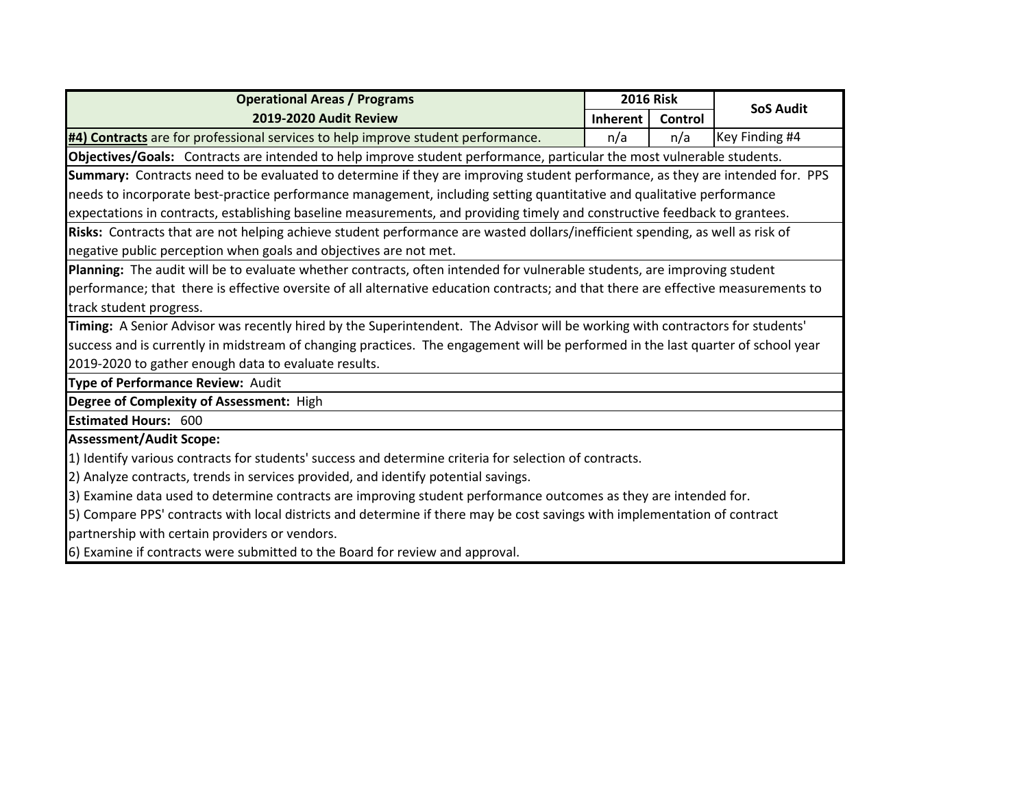| Operational Areas / Programs<br>2019-2020 Audit Review | 2016 Risk | | SoS Audit |
|---|---|---|---|
| | Inherent | Control | |
| **#4) Contracts** are for professional services to help improve student performance. | n/a | n/a | Key Finding #4 |

**Objectives/Goals:** Contracts are intended to help improve student performance, particular the most vulnerable students.

**Summary:** Contracts need to be evaluated to determine if they are improving student performance, as they are intended for. PPS needs to incorporate best-practice performance management, including setting quantitative and qualitative performance expectations in contracts, establishing baseline measurements, and providing timely and constructive feedback to grantees.

**Risks:** Contracts that are not helping achieve student performance are wasted dollars/inefficient spending, as well as risk of negative public perception when goals and objectives are not met.

**Planning:** The audit will be to evaluate whether contracts, often intended for vulnerable students, are improving student performance; that there is effective oversite of all alternative education contracts; and that there are effective measurements to track student progress.

**Timing:** A Senior Advisor was recently hired by the Superintendent. The Advisor will be working with contractors for students' success and is currently in midstream of changing practices. The engagement will be performed in the last quarter of school year 2019-2020 to gather enough data to evaluate results.

**Type of Performance Review:** Audit

**Degree of Complexity of Assessment:** High

**Estimated Hours:** 600

**Assessment/Audit Scope:**

1) Identify various contracts for students' success and determine criteria for selection of contracts.
2) Analyze contracts, trends in services provided, and identify potential savings.
3) Examine data used to determine contracts are improving student performance outcomes as they are intended for.
5) Compare PPS' contracts with local districts and determine if there may be cost savings with implementation of contract partnership with certain providers or vendors.
6) Examine if contracts were submitted to the Board for review and approval.